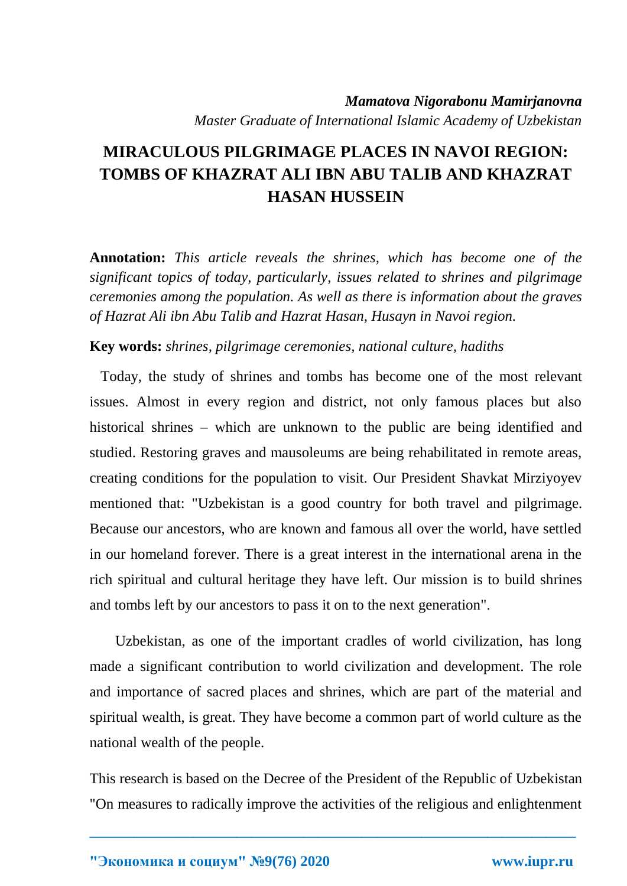***Mamatova Nigorabonu Mamirjanovna***

*Master Graduate of International Islamic Academy of Uzbekistan*

# MIRACULOUS PILGRIMAGE PLACES IN NAVOI REGION: TOMBS OF KHAZRAT ALI IBN ABU TALIB AND KHAZRAT HASAN HUSSEIN

**Annotation:** *This article reveals the shrines, which has become one of the significant topics of today, particularly, issues related to shrines and pilgrimage ceremonies among the population. As well as there is information about the graves of Hazrat Ali ibn Abu Talib and Hazrat Hasan, Husayn in Navoi region.*

**Key words:** *shrines, pilgrimage ceremonies, national culture, hadiths*

Today, the study of shrines and tombs has become one of the most relevant issues. Almost in every region and district, not only famous places but also historical shrines – which are unknown to the public are being identified and studied. Restoring graves and mausoleums are being rehabilitated in remote areas, creating conditions for the population to visit. Our President Shavkat Mirziyoyev mentioned that: "Uzbekistan is a good country for both travel and pilgrimage. Because our ancestors, who are known and famous all over the world, have settled in our homeland forever. There is a great interest in the international arena in the rich spiritual and cultural heritage they have left. Our mission is to build shrines and tombs left by our ancestors to pass it on to the next generation".

Uzbekistan, as one of the important cradles of world civilization, has long made a significant contribution to world civilization and development. The role and importance of sacred places and shrines, which are part of the material and spiritual wealth, is great. They have become a common part of world culture as the national wealth of the people.

This research is based on the Decree of the President of the Republic of Uzbekistan "On measures to radically improve the activities of the religious and enlightenment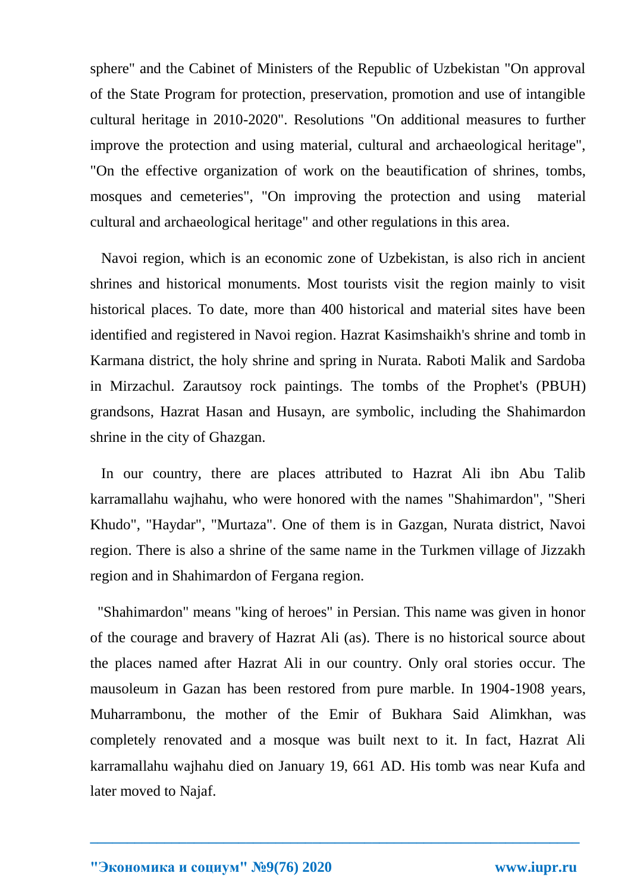sphere" and the Cabinet of Ministers of the Republic of Uzbekistan "On approval of the State Program for protection, preservation, promotion and use of intangible cultural heritage in 2010-2020". Resolutions "On additional measures to further improve the protection and using material, cultural and archaeological heritage", "On the effective organization of work on the beautification of shrines, tombs, mosques and cemeteries", "On improving the protection and using material cultural and archaeological heritage" and other regulations in this area.

Navoi region, which is an economic zone of Uzbekistan, is also rich in ancient shrines and historical monuments. Most tourists visit the region mainly to visit historical places. To date, more than 400 historical and material sites have been identified and registered in Navoi region. Hazrat Kasimshaikh's shrine and tomb in Karmana district, the holy shrine and spring in Nurata. Raboti Malik and Sardoba in Mirzachul. Zarautsoy rock paintings. The tombs of the Prophet's (PBUH) grandsons, Hazrat Hasan and Husayn, are symbolic, including the Shahimardon shrine in the city of Ghazgan.

In our country, there are places attributed to Hazrat Ali ibn Abu Talib karramallahu wajhahu, who were honored with the names "Shahimardon", "Sheri Khudo", "Haydar", "Murtaza". One of them is in Gazgan, Nurata district, Navoi region. There is also a shrine of the same name in the Turkmen village of Jizzakh region and in Shahimardon of Fergana region.

"Shahimardon" means "king of heroes" in Persian. This name was given in honor of the courage and bravery of Hazrat Ali (as). There is no historical source about the places named after Hazrat Ali in our country. Only oral stories occur. The mausoleum in Gazan has been restored from pure marble. In 1904-1908 years, Muharrambonu, the mother of the Emir of Bukhara Said Alimkhan, was completely renovated and a mosque was built next to it. In fact, Hazrat Ali karramallahu wajhahu died on January 19, 661 AD. His tomb was near Kufa and later moved to Najaf.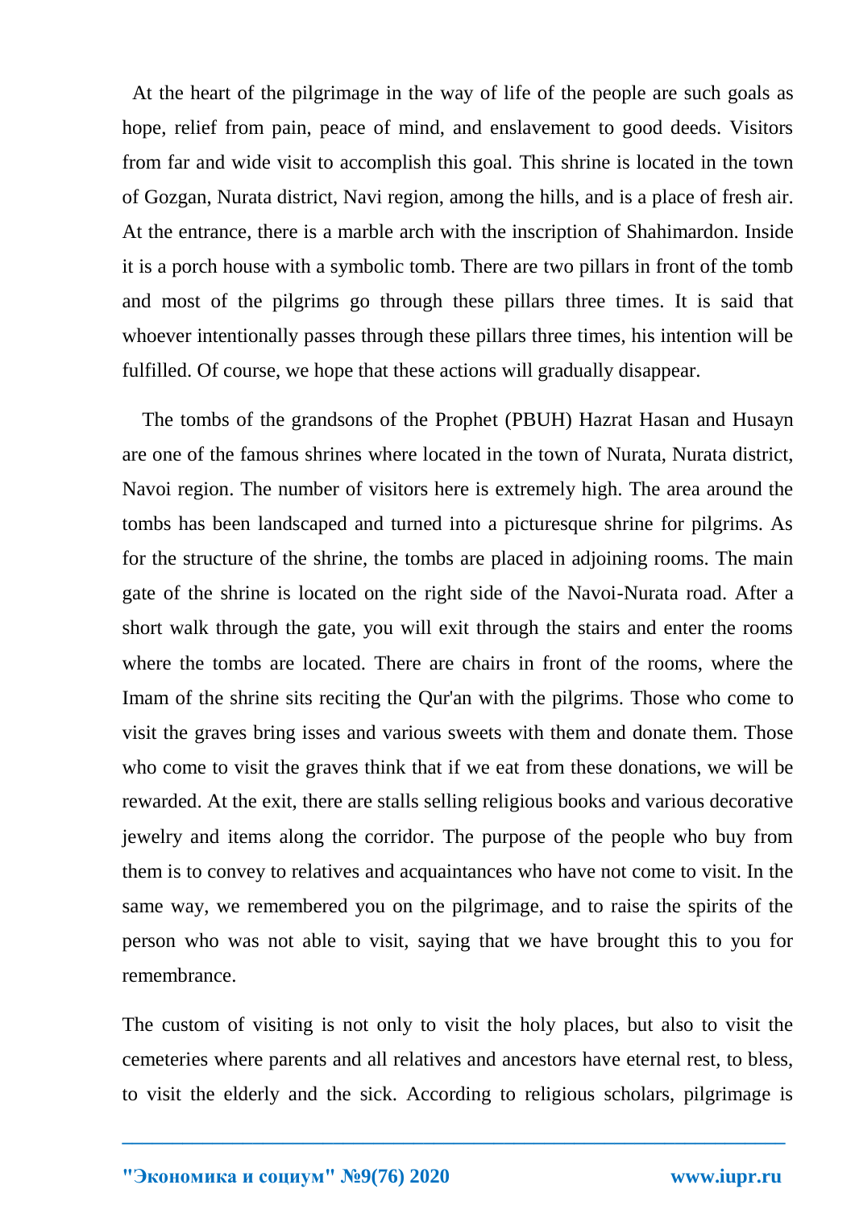At the heart of the pilgrimage in the way of life of the people are such goals as hope, relief from pain, peace of mind, and enslavement to good deeds. Visitors from far and wide visit to accomplish this goal. This shrine is located in the town of Gozgan, Nurata district, Navi region, among the hills, and is a place of fresh air. At the entrance, there is a marble arch with the inscription of Shahimardon. Inside it is a porch house with a symbolic tomb. There are two pillars in front of the tomb and most of the pilgrims go through these pillars three times. It is said that whoever intentionally passes through these pillars three times, his intention will be fulfilled. Of course, we hope that these actions will gradually disappear.

The tombs of the grandsons of the Prophet (PBUH) Hazrat Hasan and Husayn are one of the famous shrines where located in the town of Nurata, Nurata district, Navoi region. The number of visitors here is extremely high. The area around the tombs has been landscaped and turned into a picturesque shrine for pilgrims. As for the structure of the shrine, the tombs are placed in adjoining rooms. The main gate of the shrine is located on the right side of the Navoi-Nurata road. After a short walk through the gate, you will exit through the stairs and enter the rooms where the tombs are located. There are chairs in front of the rooms, where the Imam of the shrine sits reciting the Qur'an with the pilgrims. Those who come to visit the graves bring isses and various sweets with them and donate them. Those who come to visit the graves think that if we eat from these donations, we will be rewarded. At the exit, there are stalls selling religious books and various decorative jewelry and items along the corridor. The purpose of the people who buy from them is to convey to relatives and acquaintances who have not come to visit. In the same way, we remembered you on the pilgrimage, and to raise the spirits of the person who was not able to visit, saying that we have brought this to you for remembrance.

The custom of visiting is not only to visit the holy places, but also to visit the cemeteries where parents and all relatives and ancestors have eternal rest, to bless, to visit the elderly and the sick. According to religious scholars, pilgrimage is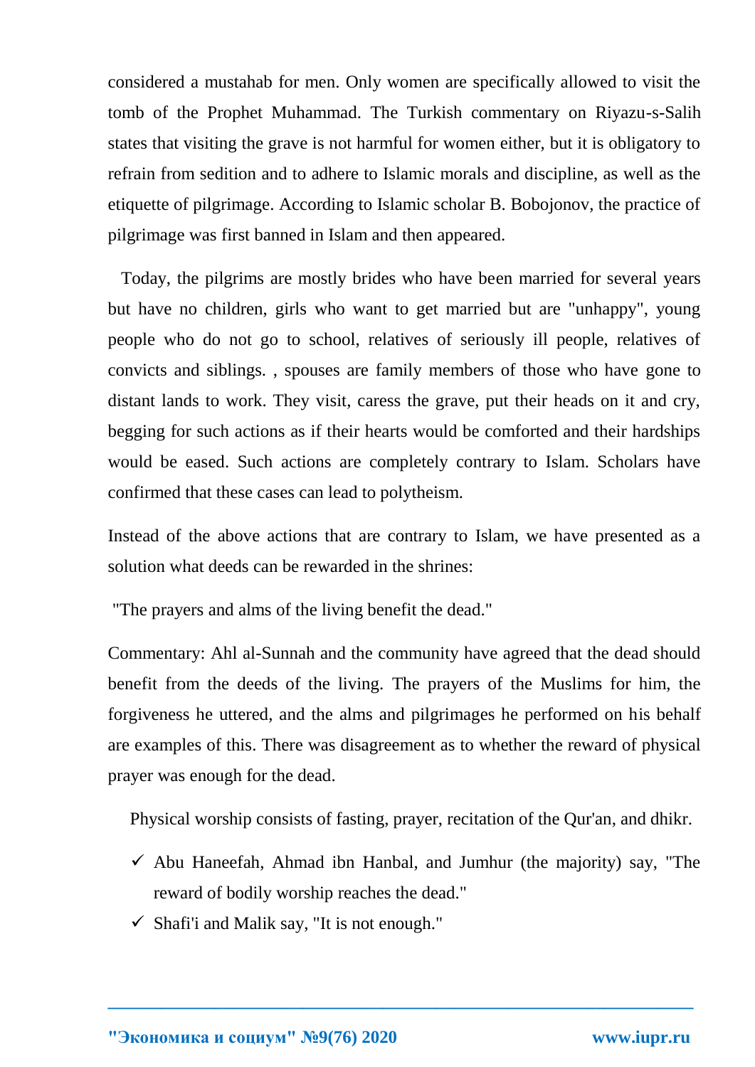considered a mustahab for men. Only women are specifically allowed to visit the tomb of the Prophet Muhammad. The Turkish commentary on Riyazu-s-Salih states that visiting the grave is not harmful for women either, but it is obligatory to refrain from sedition and to adhere to Islamic morals and discipline, as well as the etiquette of pilgrimage. According to Islamic scholar B. Bobojonov, the practice of pilgrimage was first banned in Islam and then appeared.

Today, the pilgrims are mostly brides who have been married for several years but have no children, girls who want to get married but are "unhappy", young people who do not go to school, relatives of seriously ill people, relatives of convicts and siblings. , spouses are family members of those who have gone to distant lands to work. They visit, caress the grave, put their heads on it and cry, begging for such actions as if their hearts would be comforted and their hardships would be eased. Such actions are completely contrary to Islam. Scholars have confirmed that these cases can lead to polytheism.

Instead of the above actions that are contrary to Islam, we have presented as a solution what deeds can be rewarded in the shrines:

"The prayers and alms of the living benefit the dead."

Commentary: Ahl al-Sunnah and the community have agreed that the dead should benefit from the deeds of the living. The prayers of the Muslims for him, the forgiveness he uttered, and the alms and pilgrimages he performed on his behalf are examples of this. There was disagreement as to whether the reward of physical prayer was enough for the dead.

Physical worship consists of fasting, prayer, recitation of the Qur'an, and dhikr.

- ✓ Abu Haneefah, Ahmad ibn Hanbal, and Jumhur (the majority) say, "The reward of bodily worship reaches the dead."
- ✓ Shafi'i and Malik say, "It is not enough."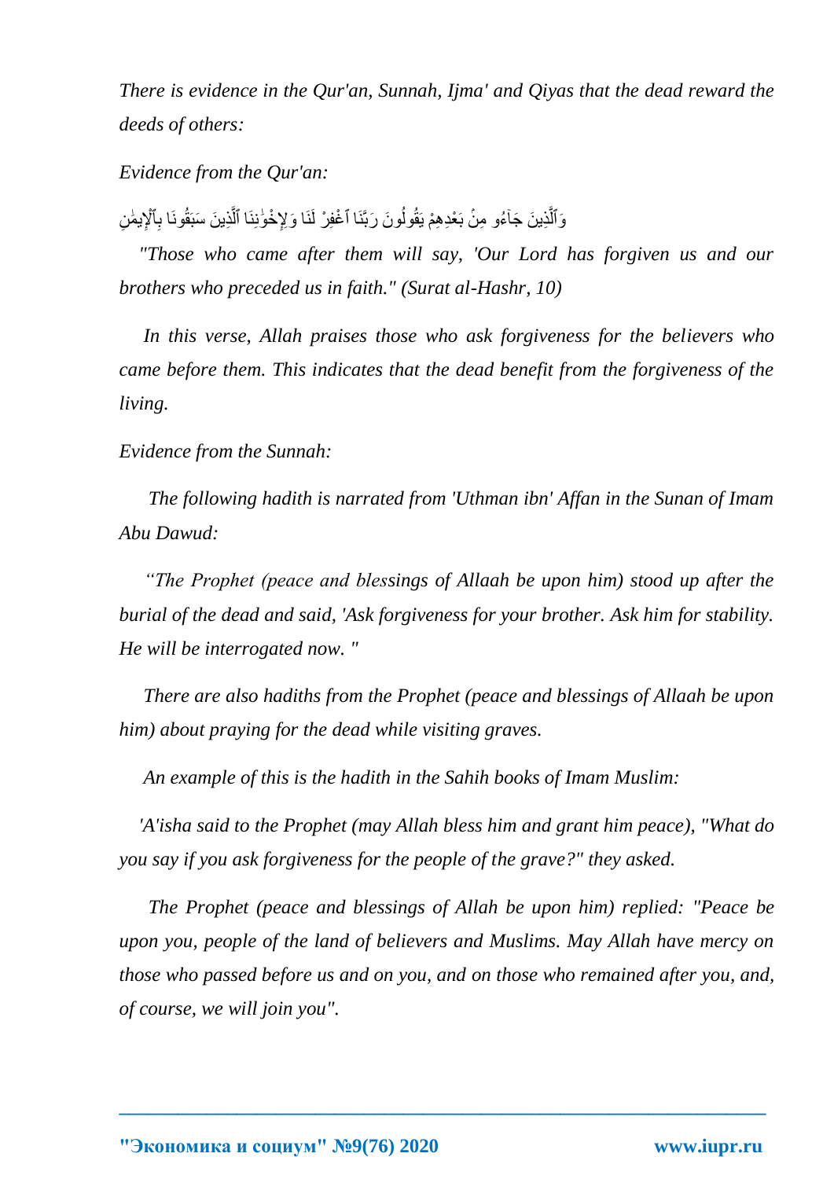*There is evidence in the Qur'an, Sunnah, Ijma' and Qiyas that the dead reward the deeds of others:*

*Evidence from the Qur'an:*

وَٱلَّذِينَ جَآءُو مِنْۢ بَعْدِهِمْ يَقُولُونَ رَبَّنَا ٱغْفِرْ لَنَا وَلِإِخْوَٰنِنَا ٱلَّذِينَ سَبَقُونَا بِٱلْإِيمَٰنِ

*"Those who came after them will say, 'Our Lord has forgiven us and our brothers who preceded us in faith." (Surat al-Hashr, 10)*

*In this verse, Allah praises those who ask forgiveness for the believers who came before them. This indicates that the dead benefit from the forgiveness of the living.*

*Evidence from the Sunnah:*

*The following hadith is narrated from 'Uthman ibn' Affan in the Sunan of Imam Abu Dawud:*

*"The Prophet (peace and blessings of Allaah be upon him) stood up after the burial of the dead and said, 'Ask forgiveness for your brother. Ask him for stability. He will be interrogated now. "*

*There are also hadiths from the Prophet (peace and blessings of Allaah be upon him) about praying for the dead while visiting graves.*

*An example of this is the hadith in the Sahih books of Imam Muslim:*

*'A'isha said to the Prophet (may Allah bless him and grant him peace), "What do you say if you ask forgiveness for the people of the grave?" they asked.*

*The Prophet (peace and blessings of Allah be upon him) replied: "Peace be upon you, people of the land of believers and Muslims. May Allah have mercy on those who passed before us and on you, and on those who remained after you, and, of course, we will join you".*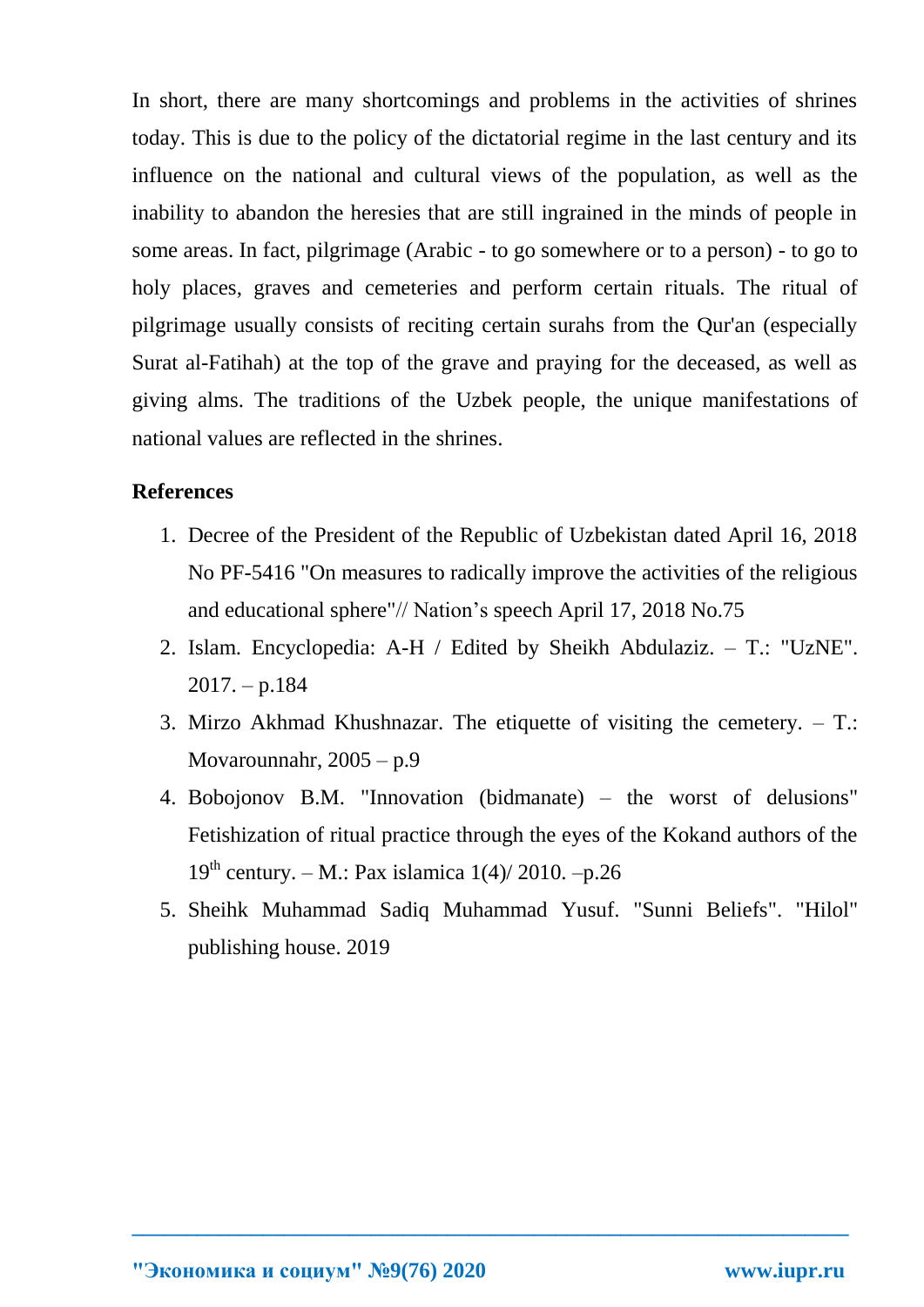In short, there are many shortcomings and problems in the activities of shrines today. This is due to the policy of the dictatorial regime in the last century and its influence on the national and cultural views of the population, as well as the inability to abandon the heresies that are still ingrained in the minds of people in some areas. In fact, pilgrimage (Arabic - to go somewhere or to a person) - to go to holy places, graves and cemeteries and perform certain rituals. The ritual of pilgrimage usually consists of reciting certain surahs from the Qur'an (especially Surat al-Fatihah) at the top of the grave and praying for the deceased, as well as giving alms. The traditions of the Uzbek people, the unique manifestations of national values are reflected in the shrines.

**References**

1. Decree of the President of the Republic of Uzbekistan dated April 16, 2018 No PF-5416 "On measures to radically improve the activities of the religious and educational sphere"// Nation's speech April 17, 2018 No.75
2. Islam. Encyclopedia: A-H / Edited by Sheikh Abdulaziz. – T.: "UzNE". 2017. – p.184
3. Mirzo Akhmad Khushnazar. The etiquette of visiting the cemetery. – T.: Movarounnahr, 2005 – p.9
4. Bobojonov B.M. "Innovation (bidmanate) – the worst of delusions" Fetishization of ritual practice through the eyes of the Kokand authors of the 19th century. – M.: Pax islamica 1(4)/ 2010. –p.26
5. Sheihk Muhammad Sadiq Muhammad Yusuf. "Sunni Beliefs". "Hilol" publishing house. 2019